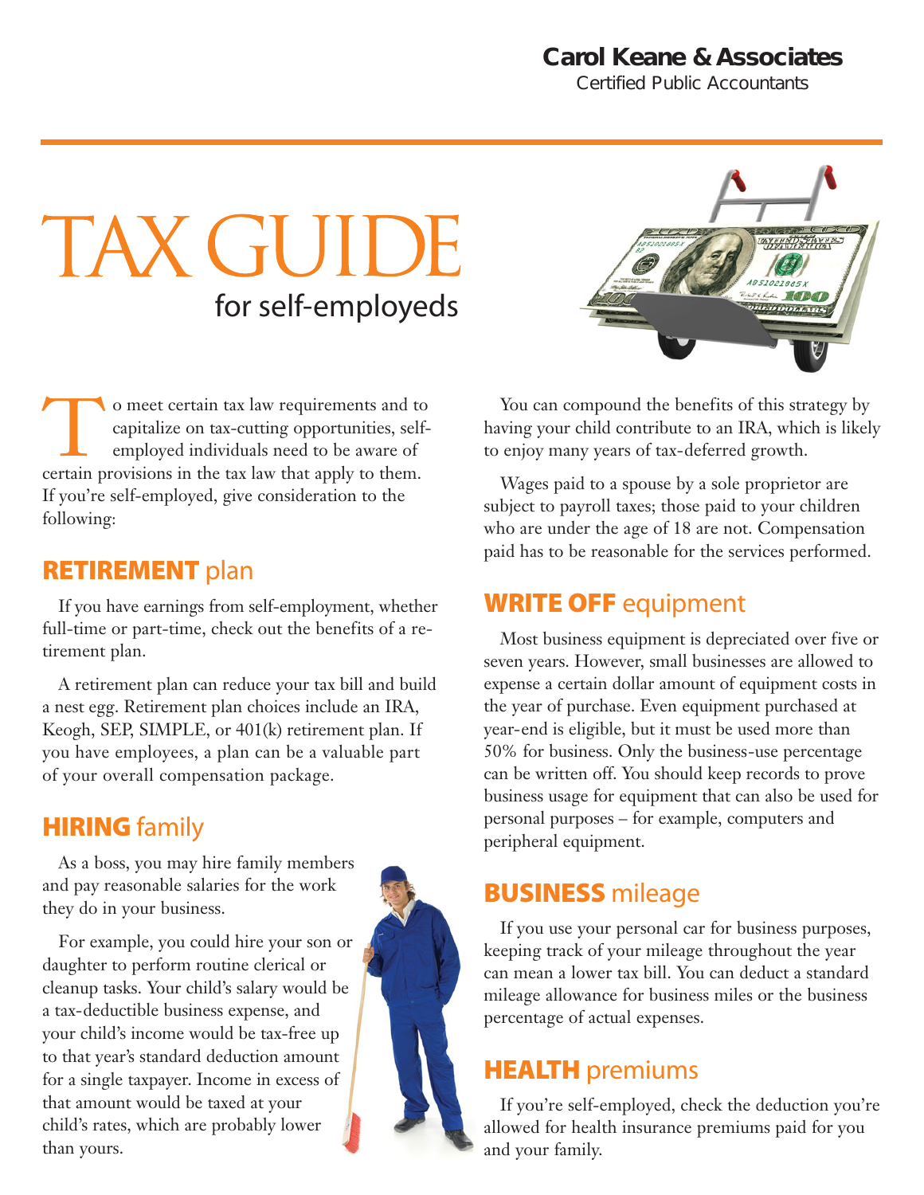**Carol Keane & Associates**
Certified Public Accountants

# TAX GUIDE
## for self-employeds

To meet certain tax law requirements and to capitalize on tax-cutting opportunities, self-employed individuals need to be aware of certain provisions in the tax law that apply to them. If you're self-employed, give consideration to the following:

## **RETIREMENT** plan

If you have earnings from self-employment, whether full-time or part-time, check out the benefits of a retirement plan.

A retirement plan can reduce your tax bill and build a nest egg. Retirement plan choices include an IRA, Keogh, SEP, SIMPLE, or 401(k) retirement plan. If you have employees, a plan can be a valuable part of your overall compensation package.

## **HIRING** family

As a boss, you may hire family members and pay reasonable salaries for the work they do in your business.

For example, you could hire your son or daughter to perform routine clerical or cleanup tasks. Your child's salary would be a tax-deductible business expense, and your child's income would be tax-free up to that year's standard deduction amount for a single taxpayer. Income in excess of that amount would be taxed at your child's rates, which are probably lower than yours.

You can compound the benefits of this strategy by having your child contribute to an IRA, which is likely to enjoy many years of tax-deferred growth.

Wages paid to a spouse by a sole proprietor are subject to payroll taxes; those paid to your children who are under the age of 18 are not. Compensation paid has to be reasonable for the services performed.

## **WRITE OFF** equipment

Most business equipment is depreciated over five or seven years. However, small businesses are allowed to expense a certain dollar amount of equipment costs in the year of purchase. Even equipment purchased at year-end is eligible, but it must be used more than 50% for business. Only the business-use percentage can be written off. You should keep records to prove business usage for equipment that can also be used for personal purposes – for example, computers and peripheral equipment.

## **BUSINESS** mileage

If you use your personal car for business purposes, keeping track of your mileage throughout the year can mean a lower tax bill. You can deduct a standard mileage allowance for business miles or the business percentage of actual expenses.

## **HEALTH** premiums

If you're self-employed, check the deduction you're allowed for health insurance premiums paid for you and your family.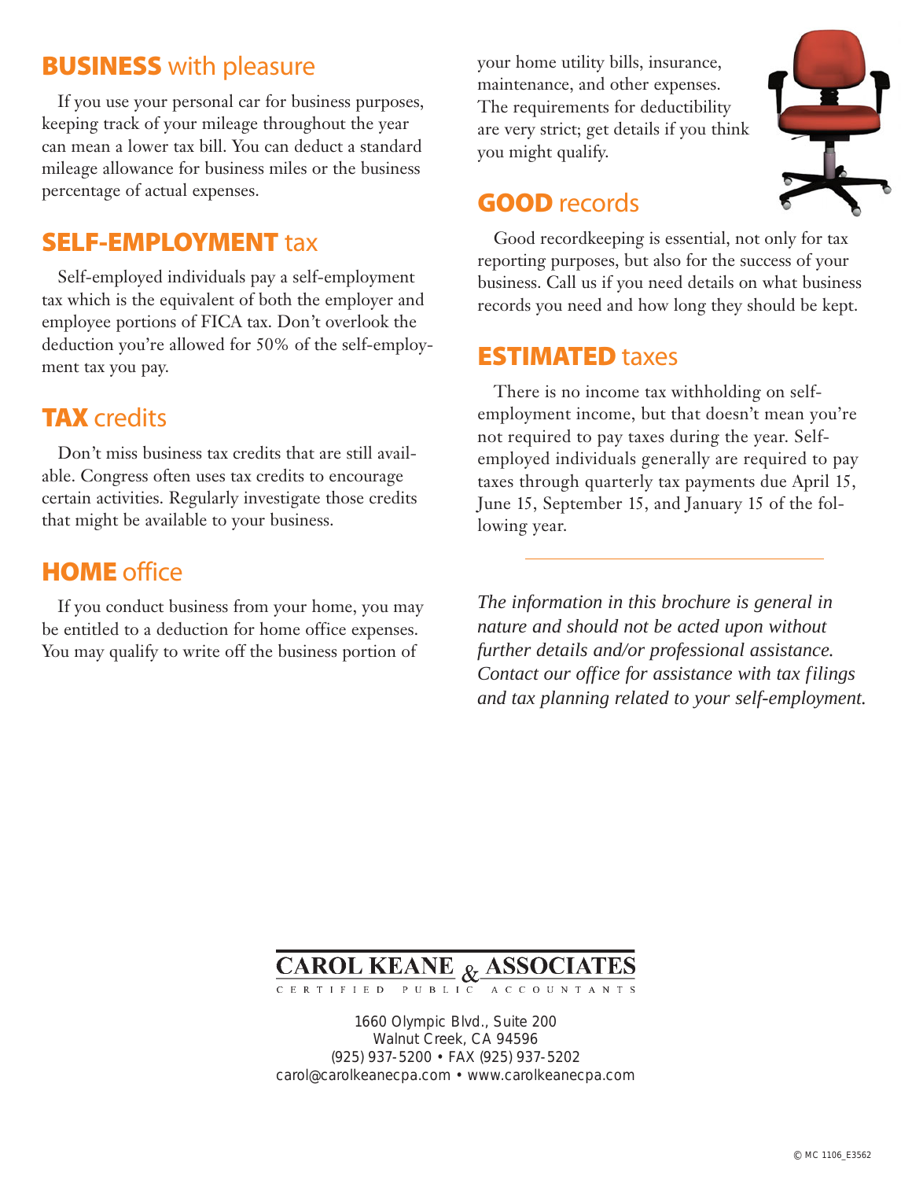## **BUSINESS** with pleasure

If you use your personal car for business purposes, keeping track of your mileage throughout the year can mean a lower tax bill. You can deduct a standard mileage allowance for business miles or the business percentage of actual expenses.

## **SELF-EMPLOYMENT** tax

Self-employed individuals pay a self-employment tax which is the equivalent of both the employer and employee portions of FICA tax. Don't overlook the deduction you're allowed for 50% of the self-employment tax you pay.

## **TAX** credits

Don't miss business tax credits that are still available. Congress often uses tax credits to encourage certain activities. Regularly investigate those credits that might be available to your business.

## **HOME** office

If you conduct business from your home, you may be entitled to a deduction for home office expenses. You may qualify to write off the business portion of your home utility bills, insurance, maintenance, and other expenses. The requirements for deductibility are very strict; get details if you think you might qualify.

## **GOOD** records

Good recordkeeping is essential, not only for tax reporting purposes, but also for the success of your business. Call us if you need details on what business records you need and how long they should be kept.

## **ESTIMATED** taxes

There is no income tax withholding on self-employment income, but that doesn't mean you're not required to pay taxes during the year. Self-employed individuals generally are required to pay taxes through quarterly tax payments due April 15, June 15, September 15, and January 15 of the following year.

---

*The information in this brochure is general in nature and should not be acted upon without further details and/or professional assistance. Contact our office for assistance with tax filings and tax planning related to your self-employment.*

**CAROL KEANE & ASSOCIATES**
CERTIFIED PUBLIC ACCOUNTANTS

1660 Olympic Blvd., Suite 200
Walnut Creek, CA 94596
(925) 937-5200 • FAX (925) 937-5202
carol@carolkeanecpa.com • www.carolkeanecpa.com

© MC 1106_E3562